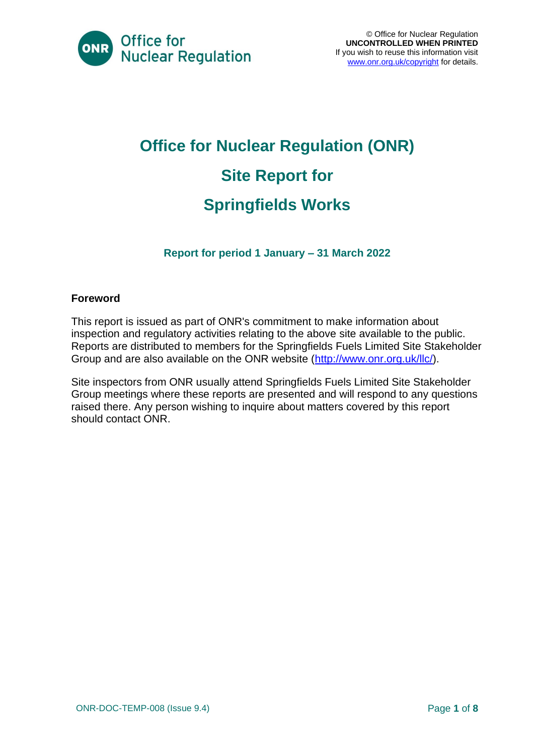© Office for Nuclear Regulation
**UNCONTROLLED WHEN PRINTED**
If you wish to reuse this information visit www.onr.org.uk/copyright for details.

# Office for Nuclear Regulation (ONR)

# Site Report for

# Springfields Works

### Report for period 1 January – 31 March 2022

**Foreword**

This report is issued as part of ONR's commitment to make information about inspection and regulatory activities relating to the above site available to the public. Reports are distributed to members for the Springfields Fuels Limited Site Stakeholder Group and are also available on the ONR website (http://www.onr.org.uk/llc/).

Site inspectors from ONR usually attend Springfields Fuels Limited Site Stakeholder Group meetings where these reports are presented and will respond to any questions raised there. Any person wishing to inquire about matters covered by this report should contact ONR.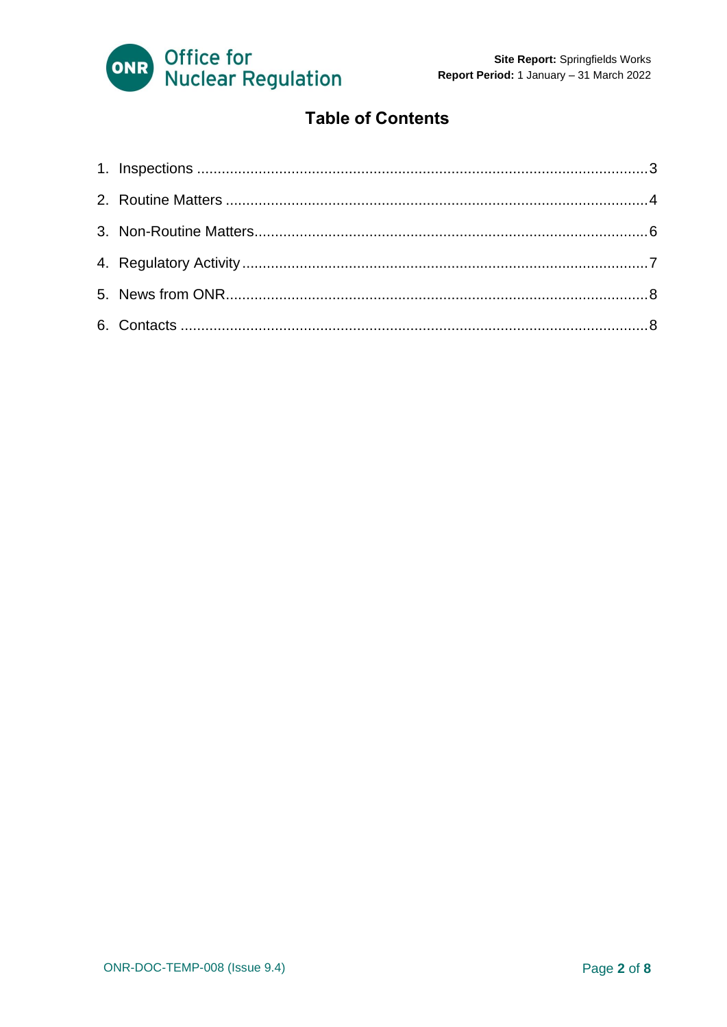## Table of Contents

1. Inspections ..... 3
2. Routine Matters ..... 4
3. Non-Routine Matters ..... 6
4. Regulatory Activity ..... 7
5. News from ONR ..... 8
6. Contacts ..... 8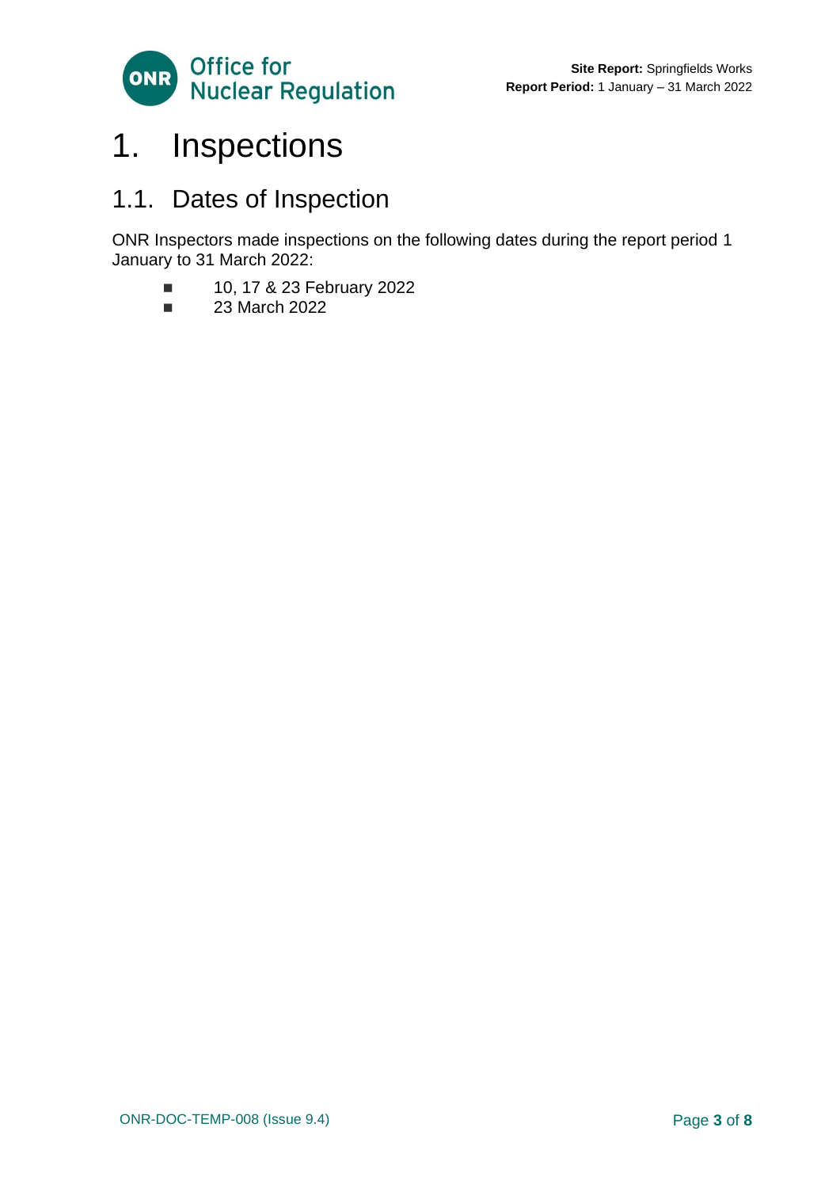# 1. Inspections

## 1.1. Dates of Inspection

ONR Inspectors made inspections on the following dates during the report period 1 January to 31 March 2022:

- 10, 17 & 23 February 2022
- 23 March 2022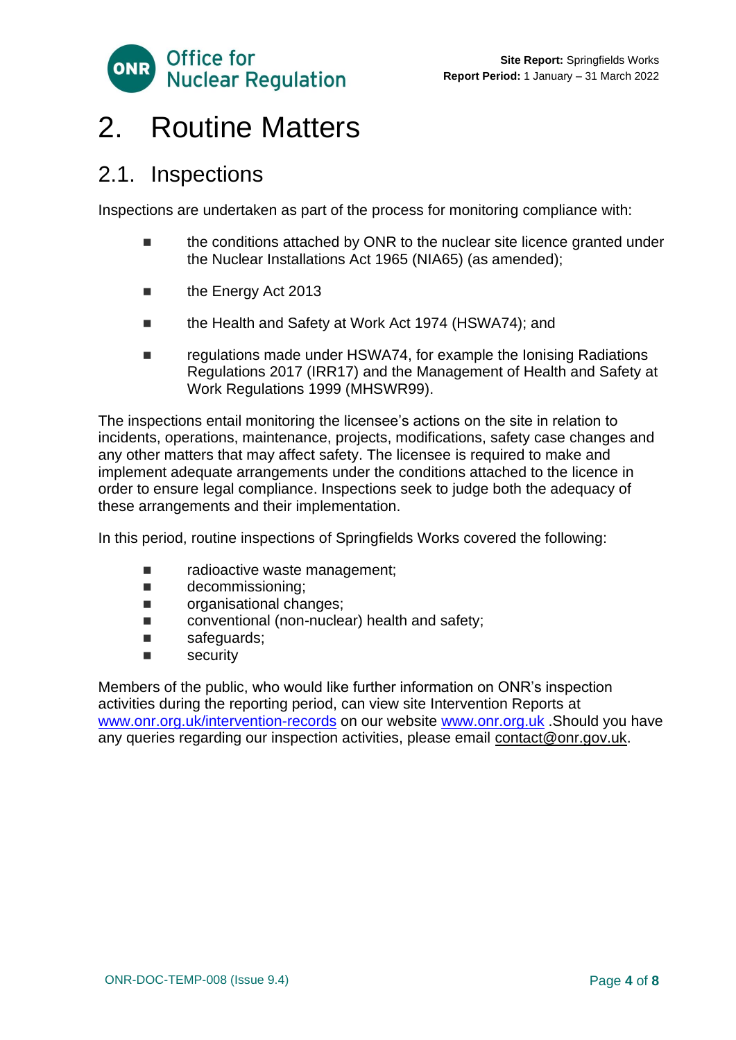# 2. Routine Matters

## 2.1. Inspections

Inspections are undertaken as part of the process for monitoring compliance with:

- the conditions attached by ONR to the nuclear site licence granted under the Nuclear Installations Act 1965 (NIA65) (as amended);
- the Energy Act 2013
- the Health and Safety at Work Act 1974 (HSWA74); and
- regulations made under HSWA74, for example the Ionising Radiations Regulations 2017 (IRR17) and the Management of Health and Safety at Work Regulations 1999 (MHSWR99).

The inspections entail monitoring the licensee's actions on the site in relation to incidents, operations, maintenance, projects, modifications, safety case changes and any other matters that may affect safety. The licensee is required to make and implement adequate arrangements under the conditions attached to the licence in order to ensure legal compliance. Inspections seek to judge both the adequacy of these arrangements and their implementation.

In this period, routine inspections of Springfields Works covered the following:

- radioactive waste management;
- decommissioning;
- organisational changes;
- conventional (non-nuclear) health and safety;
- safeguards;
- security

Members of the public, who would like further information on ONR's inspection activities during the reporting period, can view site Intervention Reports at www.onr.org.uk/intervention-records on our website www.onr.org.uk .Should you have any queries regarding our inspection activities, please email contact@onr.gov.uk.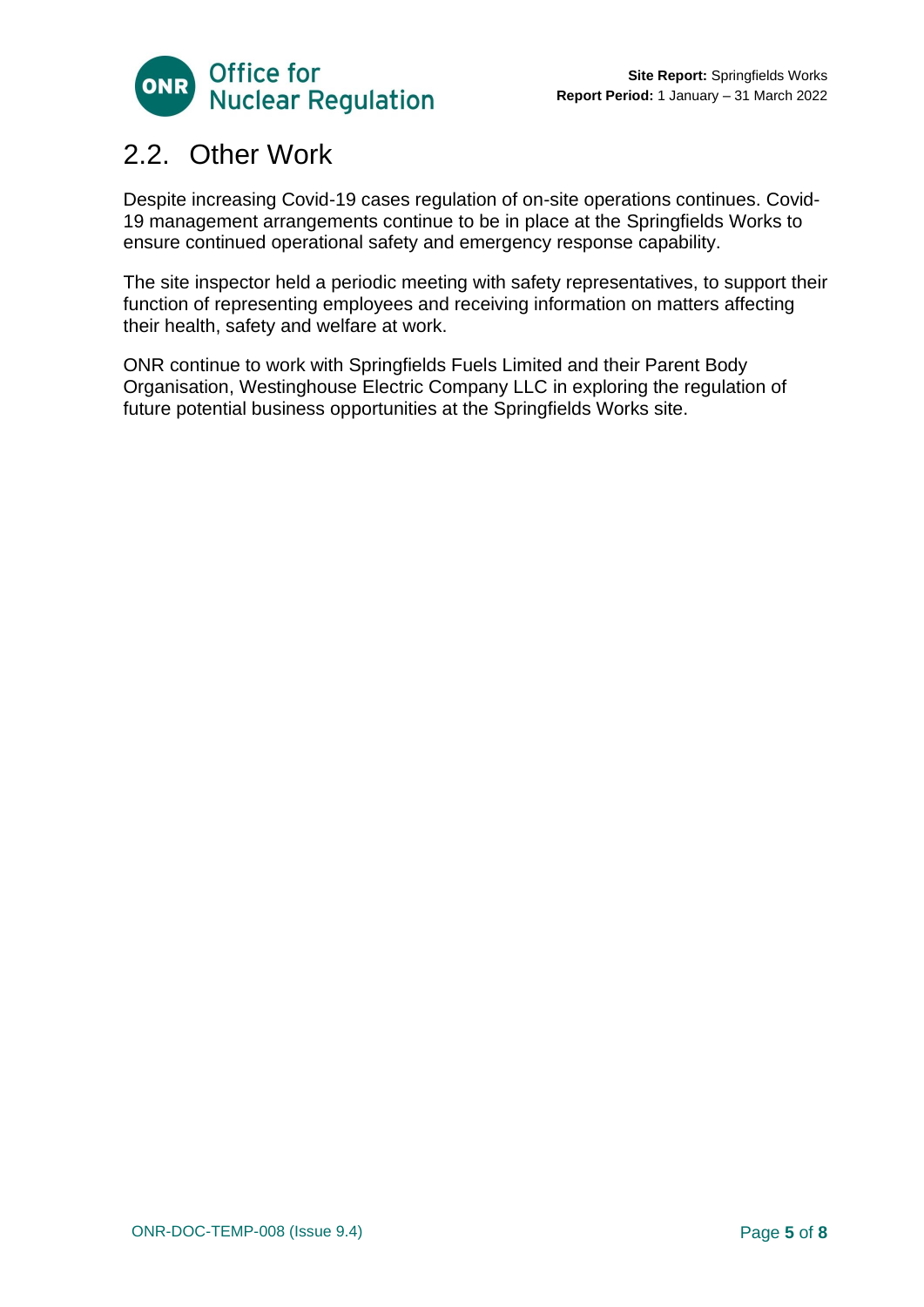## 2.2. Other Work

Despite increasing Covid-19 cases regulation of on-site operations continues. Covid-19 management arrangements continue to be in place at the Springfields Works to ensure continued operational safety and emergency response capability.

The site inspector held a periodic meeting with safety representatives, to support their function of representing employees and receiving information on matters affecting their health, safety and welfare at work.

ONR continue to work with Springfields Fuels Limited and their Parent Body Organisation, Westinghouse Electric Company LLC in exploring the regulation of future potential business opportunities at the Springfields Works site.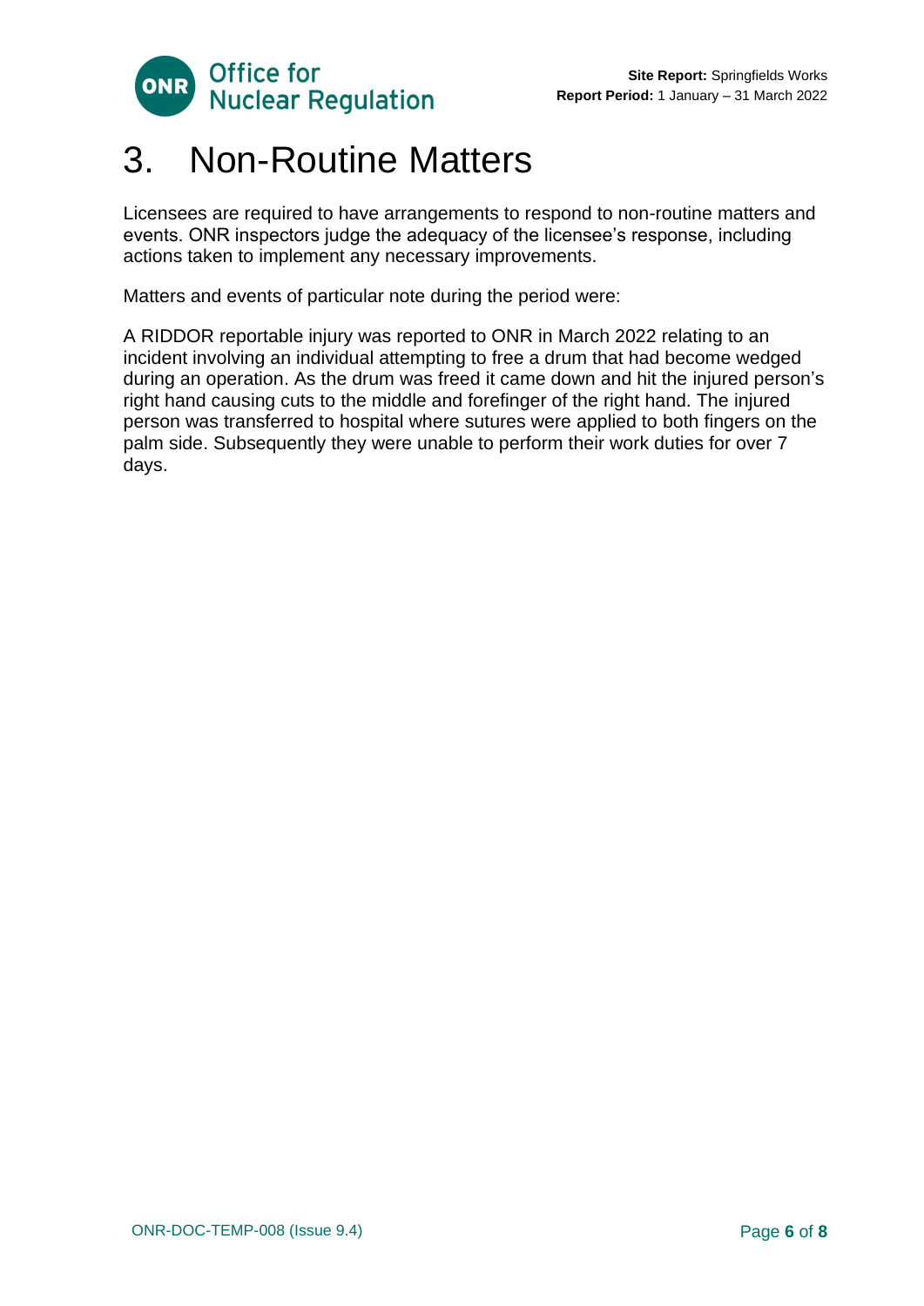# 3. Non-Routine Matters

Licensees are required to have arrangements to respond to non-routine matters and events. ONR inspectors judge the adequacy of the licensee's response, including actions taken to implement any necessary improvements.

Matters and events of particular note during the period were:

A RIDDOR reportable injury was reported to ONR in March 2022 relating to an incident involving an individual attempting to free a drum that had become wedged during an operation. As the drum was freed it came down and hit the injured person's right hand causing cuts to the middle and forefinger of the right hand. The injured person was transferred to hospital where sutures were applied to both fingers on the palm side. Subsequently they were unable to perform their work duties for over 7 days.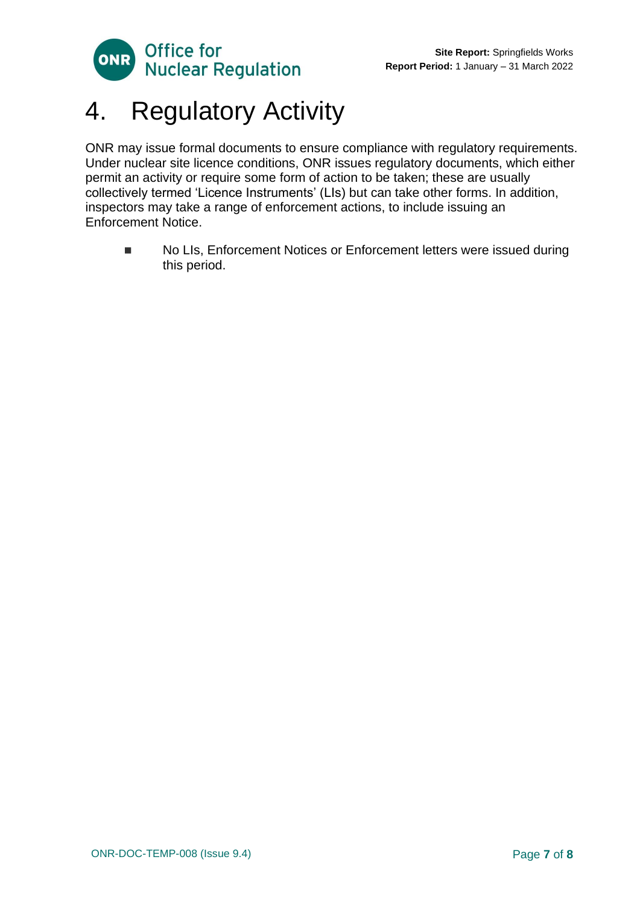# 4. Regulatory Activity

ONR may issue formal documents to ensure compliance with regulatory requirements. Under nuclear site licence conditions, ONR issues regulatory documents, which either permit an activity or require some form of action to be taken; these are usually collectively termed 'Licence Instruments' (LIs) but can take other forms. In addition, inspectors may take a range of enforcement actions, to include issuing an Enforcement Notice.

- No LIs, Enforcement Notices or Enforcement letters were issued during this period.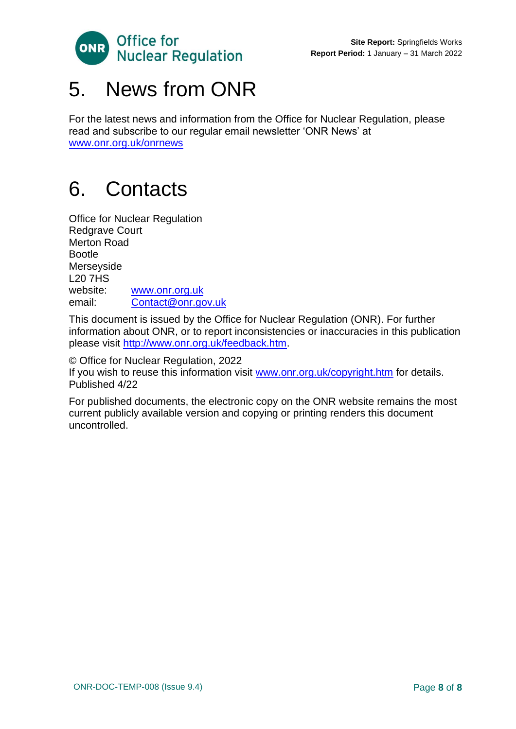# 5. News from ONR

For the latest news and information from the Office for Nuclear Regulation, please read and subscribe to our regular email newsletter 'ONR News' at www.onr.org.uk/onrnews

# 6. Contacts

Office for Nuclear Regulation
Redgrave Court
Merton Road
Bootle
Merseyside
L20 7HS
website: www.onr.org.uk
email: Contact@onr.gov.uk

This document is issued by the Office for Nuclear Regulation (ONR). For further information about ONR, or to report inconsistencies or inaccuracies in this publication please visit http://www.onr.org.uk/feedback.htm.

© Office for Nuclear Regulation, 2022
If you wish to reuse this information visit www.onr.org.uk/copyright.htm for details.
Published 4/22

For published documents, the electronic copy on the ONR website remains the most current publicly available version and copying or printing renders this document uncontrolled.